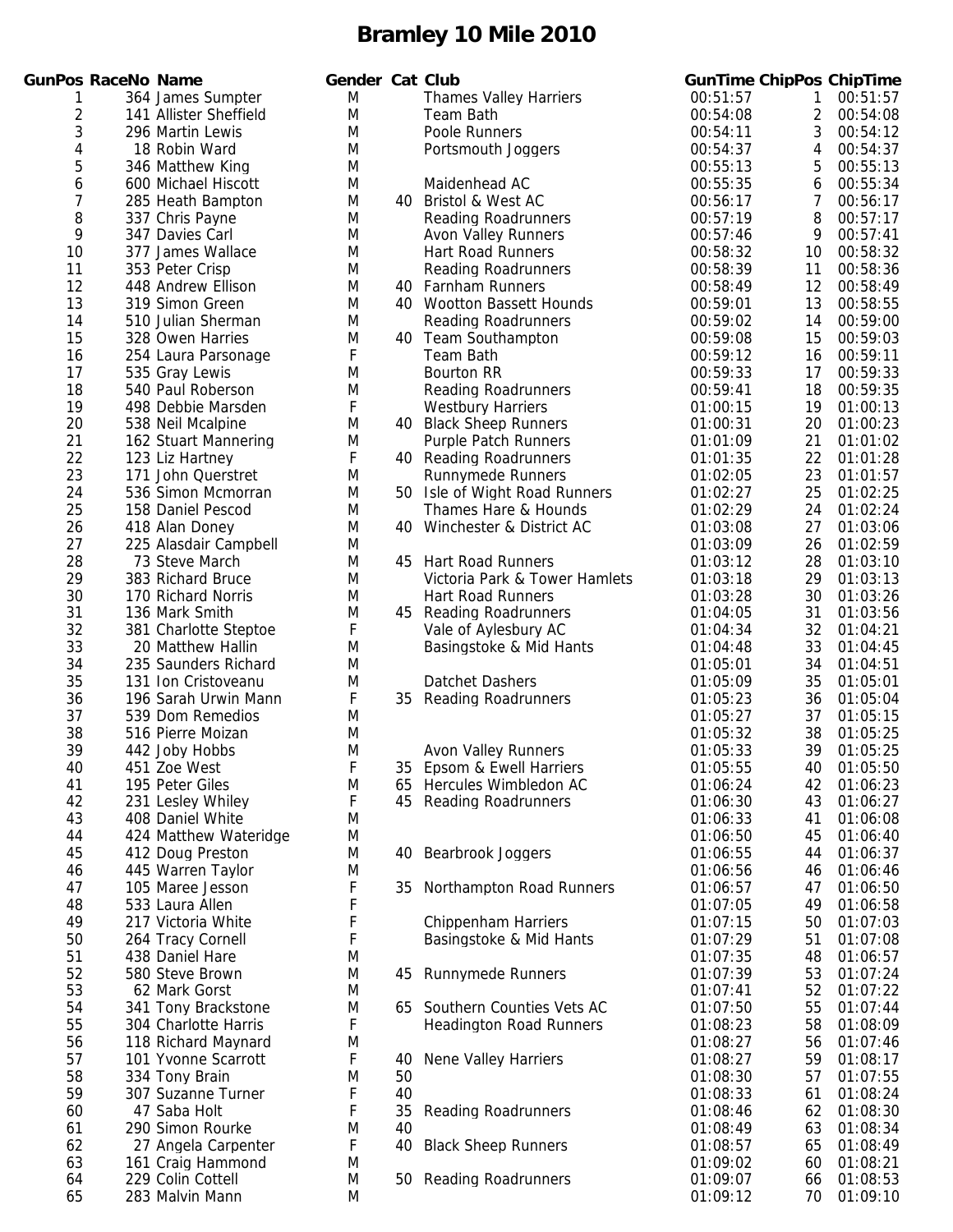# Bramley 10 Mile 2010

| GunPos | RaceNo | Name | Gender | Cat | Club | GunTime | ChipPos | ChipTime |
|---|---|---|---|---|---|---|---|---|
| 1 | 364 | James Sumpter | M | | Thames Valley Harriers | 00:51:57 | 1 | 00:51:57 |
| 2 | 141 | Allister Sheffield | M | | Team Bath | 00:54:08 | 2 | 00:54:08 |
| 3 | 296 | Martin Lewis | M | | Poole Runners | 00:54:11 | 3 | 00:54:12 |
| 4 | 18 | Robin Ward | M | | Portsmouth Joggers | 00:54:37 | 4 | 00:54:37 |
| 5 | 346 | Matthew King | M | | | 00:55:13 | 5 | 00:55:13 |
| 6 | 600 | Michael Hiscott | M | | Maidenhead AC | 00:55:35 | 6 | 00:55:34 |
| 7 | 285 | Heath Bampton | M | 40 | Bristol & West AC | 00:56:17 | 7 | 00:56:17 |
| 8 | 337 | Chris Payne | M | | Reading Roadrunners | 00:57:19 | 8 | 00:57:17 |
| 9 | 347 | Davies Carl | M | | Avon Valley Runners | 00:57:46 | 9 | 00:57:41 |
| 10 | 377 | James Wallace | M | | Hart Road Runners | 00:58:32 | 10 | 00:58:32 |
| 11 | 353 | Peter Crisp | M | | Reading Roadrunners | 00:58:39 | 11 | 00:58:36 |
| 12 | 448 | Andrew Ellison | M | 40 | Farnham Runners | 00:58:49 | 12 | 00:58:49 |
| 13 | 319 | Simon Green | M | 40 | Wootton Bassett Hounds | 00:59:01 | 13 | 00:58:55 |
| 14 | 510 | Julian Sherman | M | | Reading Roadrunners | 00:59:02 | 14 | 00:59:00 |
| 15 | 328 | Owen Harries | M | 40 | Team Southampton | 00:59:08 | 15 | 00:59:03 |
| 16 | 254 | Laura Parsonage | F | | Team Bath | 00:59:12 | 16 | 00:59:11 |
| 17 | 535 | Gray Lewis | M | | Bourton RR | 00:59:33 | 17 | 00:59:33 |
| 18 | 540 | Paul Roberson | M | | Reading Roadrunners | 00:59:41 | 18 | 00:59:35 |
| 19 | 498 | Debbie Marsden | F | | Westbury Harriers | 01:00:15 | 19 | 01:00:13 |
| 20 | 538 | Neil Mcalpine | M | 40 | Black Sheep Runners | 01:00:31 | 20 | 01:00:23 |
| 21 | 162 | Stuart Mannering | M | | Purple Patch Runners | 01:01:09 | 21 | 01:01:02 |
| 22 | 123 | Liz Hartney | F | 40 | Reading Roadrunners | 01:01:35 | 22 | 01:01:28 |
| 23 | 171 | John Querstret | M | | Runnymede Runners | 01:02:05 | 23 | 01:01:57 |
| 24 | 536 | Simon Mcmorran | M | 50 | Isle of Wight Road Runners | 01:02:27 | 25 | 01:02:25 |
| 25 | 158 | Daniel Pescod | M | | Thames Hare & Hounds | 01:02:29 | 24 | 01:02:24 |
| 26 | 418 | Alan Doney | M | 40 | Winchester & District AC | 01:03:08 | 27 | 01:03:06 |
| 27 | 225 | Alasdair Campbell | M | | | 01:03:09 | 26 | 01:02:59 |
| 28 | 73 | Steve March | M | 45 | Hart Road Runners | 01:03:12 | 28 | 01:03:10 |
| 29 | 383 | Richard Bruce | M | | Victoria Park & Tower Hamlets | 01:03:18 | 29 | 01:03:13 |
| 30 | 170 | Richard Norris | M | | Hart Road Runners | 01:03:28 | 30 | 01:03:26 |
| 31 | 136 | Mark Smith | M | 45 | Reading Roadrunners | 01:04:05 | 31 | 01:03:56 |
| 32 | 381 | Charlotte Steptoe | F | | Vale of Aylesbury AC | 01:04:34 | 32 | 01:04:21 |
| 33 | 20 | Matthew Hallin | M | | Basingstoke & Mid Hants | 01:04:48 | 33 | 01:04:45 |
| 34 | 235 | Saunders Richard | M | | | 01:05:01 | 34 | 01:04:51 |
| 35 | 131 | Ion Cristoveanu | M | | Datchet Dashers | 01:05:09 | 35 | 01:05:01 |
| 36 | 196 | Sarah Urwin Mann | F | 35 | Reading Roadrunners | 01:05:23 | 36 | 01:05:04 |
| 37 | 539 | Dom Remedios | M | | | 01:05:27 | 37 | 01:05:15 |
| 38 | 516 | Pierre Moizan | M | | | 01:05:32 | 38 | 01:05:25 |
| 39 | 442 | Joby Hobbs | M | | Avon Valley Runners | 01:05:33 | 39 | 01:05:25 |
| 40 | 451 | Zoe West | F | 35 | Epsom & Ewell Harriers | 01:05:55 | 40 | 01:05:50 |
| 41 | 195 | Peter Giles | M | 65 | Hercules Wimbledon AC | 01:06:24 | 42 | 01:06:23 |
| 42 | 231 | Lesley Whiley | F | 45 | Reading Roadrunners | 01:06:30 | 43 | 01:06:27 |
| 43 | 408 | Daniel White | M | | | 01:06:33 | 41 | 01:06:08 |
| 44 | 424 | Matthew Wateridge | M | | | 01:06:50 | 45 | 01:06:40 |
| 45 | 412 | Doug Preston | M | 40 | Bearbrook Joggers | 01:06:55 | 44 | 01:06:37 |
| 46 | 445 | Warren Taylor | M | | | 01:06:56 | 46 | 01:06:46 |
| 47 | 105 | Maree Jesson | F | 35 | Northampton Road Runners | 01:06:57 | 47 | 01:06:50 |
| 48 | 533 | Laura Allen | F | | | 01:07:05 | 49 | 01:06:58 |
| 49 | 217 | Victoria White | F | | Chippenham Harriers | 01:07:15 | 50 | 01:07:03 |
| 50 | 264 | Tracy Cornell | F | | Basingstoke & Mid Hants | 01:07:29 | 51 | 01:07:08 |
| 51 | 438 | Daniel Hare | M | | | 01:07:35 | 48 | 01:06:57 |
| 52 | 580 | Steve Brown | M | 45 | Runnymede Runners | 01:07:39 | 53 | 01:07:24 |
| 53 | 62 | Mark Gorst | M | | | 01:07:41 | 52 | 01:07:22 |
| 54 | 341 | Tony Brackstone | M | 65 | Southern Counties Vets AC | 01:07:50 | 55 | 01:07:44 |
| 55 | 304 | Charlotte Harris | F | | Headington Road Runners | 01:08:23 | 58 | 01:08:09 |
| 56 | 118 | Richard Maynard | M | | | 01:08:27 | 56 | 01:07:46 |
| 57 | 101 | Yvonne Scarrott | F | 40 | Nene Valley Harriers | 01:08:27 | 59 | 01:08:17 |
| 58 | 334 | Tony Brain | M | 50 | | 01:08:30 | 57 | 01:07:55 |
| 59 | 307 | Suzanne Turner | F | 40 | | 01:08:33 | 61 | 01:08:24 |
| 60 | 47 | Saba Holt | F | 35 | Reading Roadrunners | 01:08:46 | 62 | 01:08:30 |
| 61 | 290 | Simon Rourke | M | 40 | | 01:08:49 | 63 | 01:08:34 |
| 62 | 27 | Angela Carpenter | F | 40 | Black Sheep Runners | 01:08:57 | 65 | 01:08:49 |
| 63 | 161 | Craig Hammond | M | | | 01:09:02 | 60 | 01:08:21 |
| 64 | 229 | Colin Cottell | M | 50 | Reading Roadrunners | 01:09:07 | 66 | 01:08:53 |
| 65 | 283 | Malvin Mann | M | | | 01:09:12 | 70 | 01:09:10 |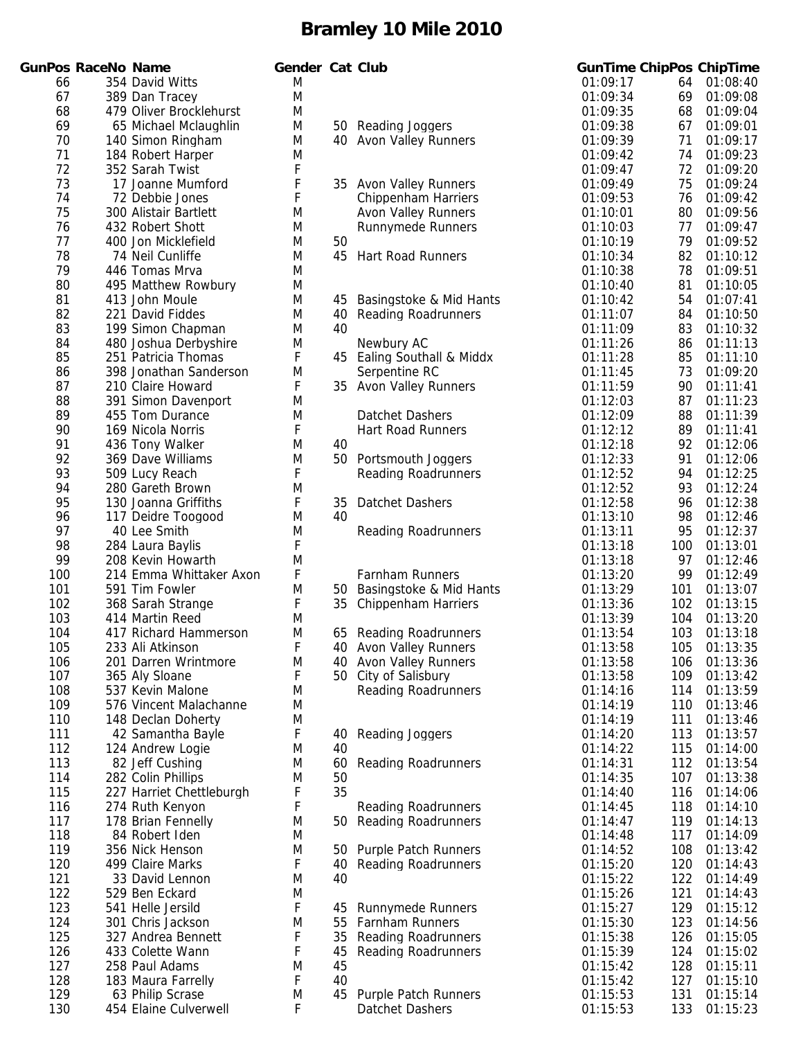# Bramley 10 Mile 2010

| GunPos | RaceNo | Name | Gender | Cat | Club | GunTime | ChipPos | ChipTime |
|---|---|---|---|---|---|---|---|---|
| 66 | 354 | David Witts | M | | | 01:09:17 | 64 | 01:08:40 |
| 67 | 389 | Dan Tracey | M | | | 01:09:34 | 69 | 01:09:08 |
| 68 | 479 | Oliver Brocklehurst | M | | | 01:09:35 | 68 | 01:09:04 |
| 69 | 65 | Michael Mclaughlin | M | 50 | Reading Joggers | 01:09:38 | 67 | 01:09:01 |
| 70 | 140 | Simon Ringham | M | 40 | Avon Valley Runners | 01:09:39 | 71 | 01:09:17 |
| 71 | 184 | Robert Harper | M | | | 01:09:42 | 74 | 01:09:23 |
| 72 | 352 | Sarah Twist | F | | | 01:09:47 | 72 | 01:09:20 |
| 73 | 17 | Joanne Mumford | F | 35 | Avon Valley Runners | 01:09:49 | 75 | 01:09:24 |
| 74 | 72 | Debbie Jones | F | | Chippenham Harriers | 01:09:53 | 76 | 01:09:42 |
| 75 | 300 | Alistair Bartlett | M | | Avon Valley Runners | 01:10:01 | 80 | 01:09:56 |
| 76 | 432 | Robert Shott | M | | Runnymede Runners | 01:10:03 | 77 | 01:09:47 |
| 77 | 400 | Jon Micklefield | M | 50 | | 01:10:19 | 79 | 01:09:52 |
| 78 | 74 | Neil Cunliffe | M | 45 | Hart Road Runners | 01:10:34 | 82 | 01:10:12 |
| 79 | 446 | Tomas Mrva | M | | | 01:10:38 | 78 | 01:09:51 |
| 80 | 495 | Matthew Rowbury | M | | | 01:10:40 | 81 | 01:10:05 |
| 81 | 413 | John Moule | M | 45 | Basingstoke & Mid Hants | 01:10:42 | 54 | 01:07:41 |
| 82 | 221 | David Fiddes | M | 40 | Reading Roadrunners | 01:11:07 | 84 | 01:10:50 |
| 83 | 199 | Simon Chapman | M | 40 | | 01:11:09 | 83 | 01:10:32 |
| 84 | 480 | Joshua Derbyshire | M | | Newbury AC | 01:11:26 | 86 | 01:11:13 |
| 85 | 251 | Patricia Thomas | F | 45 | Ealing Southall & Middx | 01:11:28 | 85 | 01:11:10 |
| 86 | 398 | Jonathan Sanderson | M | | Serpentine RC | 01:11:45 | 73 | 01:09:20 |
| 87 | 210 | Claire Howard | F | 35 | Avon Valley Runners | 01:11:59 | 90 | 01:11:41 |
| 88 | 391 | Simon Davenport | M | | | 01:12:03 | 87 | 01:11:23 |
| 89 | 455 | Tom Durance | M | | Datchet Dashers | 01:12:09 | 88 | 01:11:39 |
| 90 | 169 | Nicola Norris | F | | Hart Road Runners | 01:12:12 | 89 | 01:11:41 |
| 91 | 436 | Tony Walker | M | 40 | | 01:12:18 | 92 | 01:12:06 |
| 92 | 369 | Dave Williams | M | 50 | Portsmouth Joggers | 01:12:33 | 91 | 01:12:06 |
| 93 | 509 | Lucy Reach | F | | Reading Roadrunners | 01:12:52 | 94 | 01:12:25 |
| 94 | 280 | Gareth Brown | M | | | 01:12:52 | 93 | 01:12:24 |
| 95 | 130 | Joanna Griffiths | F | 35 | Datchet Dashers | 01:12:58 | 96 | 01:12:38 |
| 96 | 117 | Deidre Toogood | M | 40 | | 01:13:10 | 98 | 01:12:46 |
| 97 | 40 | Lee Smith | M | | Reading Roadrunners | 01:13:11 | 95 | 01:12:37 |
| 98 | 284 | Laura Baylis | F | | | 01:13:18 | 100 | 01:13:01 |
| 99 | 208 | Kevin Howarth | M | | | 01:13:18 | 97 | 01:12:46 |
| 100 | 214 | Emma Whittaker Axon | F | | Farnham Runners | 01:13:20 | 99 | 01:12:49 |
| 101 | 591 | Tim Fowler | M | 50 | Basingstoke & Mid Hants | 01:13:29 | 101 | 01:13:07 |
| 102 | 368 | Sarah Strange | F | 35 | Chippenham Harriers | 01:13:36 | 102 | 01:13:15 |
| 103 | 414 | Martin Reed | M | | | 01:13:39 | 104 | 01:13:20 |
| 104 | 417 | Richard Hammerson | M | 65 | Reading Roadrunners | 01:13:54 | 103 | 01:13:18 |
| 105 | 233 | Ali Atkinson | F | 40 | Avon Valley Runners | 01:13:58 | 105 | 01:13:35 |
| 106 | 201 | Darren Wrintmore | M | 40 | Avon Valley Runners | 01:13:58 | 106 | 01:13:36 |
| 107 | 365 | Aly Sloane | F | 50 | City of Salisbury | 01:13:58 | 109 | 01:13:42 |
| 108 | 537 | Kevin Malone | M | | Reading Roadrunners | 01:14:16 | 114 | 01:13:59 |
| 109 | 576 | Vincent Malachanne | M | | | 01:14:19 | 110 | 01:13:46 |
| 110 | 148 | Declan Doherty | M | | | 01:14:19 | 111 | 01:13:46 |
| 111 | 42 | Samantha Bayle | F | 40 | Reading Joggers | 01:14:20 | 113 | 01:13:57 |
| 112 | 124 | Andrew Logie | M | 40 | | 01:14:22 | 115 | 01:14:00 |
| 113 | 82 | Jeff Cushing | M | 60 | Reading Roadrunners | 01:14:31 | 112 | 01:13:54 |
| 114 | 282 | Colin Phillips | M | 50 | | 01:14:35 | 107 | 01:13:38 |
| 115 | 227 | Harriet Chettleburgh | F | 35 | | 01:14:40 | 116 | 01:14:06 |
| 116 | 274 | Ruth Kenyon | F | | Reading Roadrunners | 01:14:45 | 118 | 01:14:10 |
| 117 | 178 | Brian Fennelly | M | 50 | Reading Roadrunners | 01:14:47 | 119 | 01:14:13 |
| 118 | 84 | Robert Iden | M | | | 01:14:48 | 117 | 01:14:09 |
| 119 | 356 | Nick Henson | M | 50 | Purple Patch Runners | 01:14:52 | 108 | 01:13:42 |
| 120 | 499 | Claire Marks | F | 40 | Reading Roadrunners | 01:15:20 | 120 | 01:14:43 |
| 121 | 33 | David Lennon | M | 40 | | 01:15:22 | 122 | 01:14:49 |
| 122 | 529 | Ben Eckard | M | | | 01:15:26 | 121 | 01:14:43 |
| 123 | 541 | Helle Jersild | F | 45 | Runnymede Runners | 01:15:27 | 129 | 01:15:12 |
| 124 | 301 | Chris Jackson | M | 55 | Farnham Runners | 01:15:30 | 123 | 01:14:56 |
| 125 | 327 | Andrea Bennett | F | 35 | Reading Roadrunners | 01:15:38 | 126 | 01:15:05 |
| 126 | 433 | Colette Wann | F | 45 | Reading Roadrunners | 01:15:39 | 124 | 01:15:02 |
| 127 | 258 | Paul Adams | M | 45 | | 01:15:42 | 128 | 01:15:11 |
| 128 | 183 | Maura Farrelly | F | 40 | | 01:15:42 | 127 | 01:15:10 |
| 129 | 63 | Philip Scrase | M | 45 | Purple Patch Runners | 01:15:53 | 131 | 01:15:14 |
| 130 | 454 | Elaine Culverwell | F | | Datchet Dashers | 01:15:53 | 133 | 01:15:23 |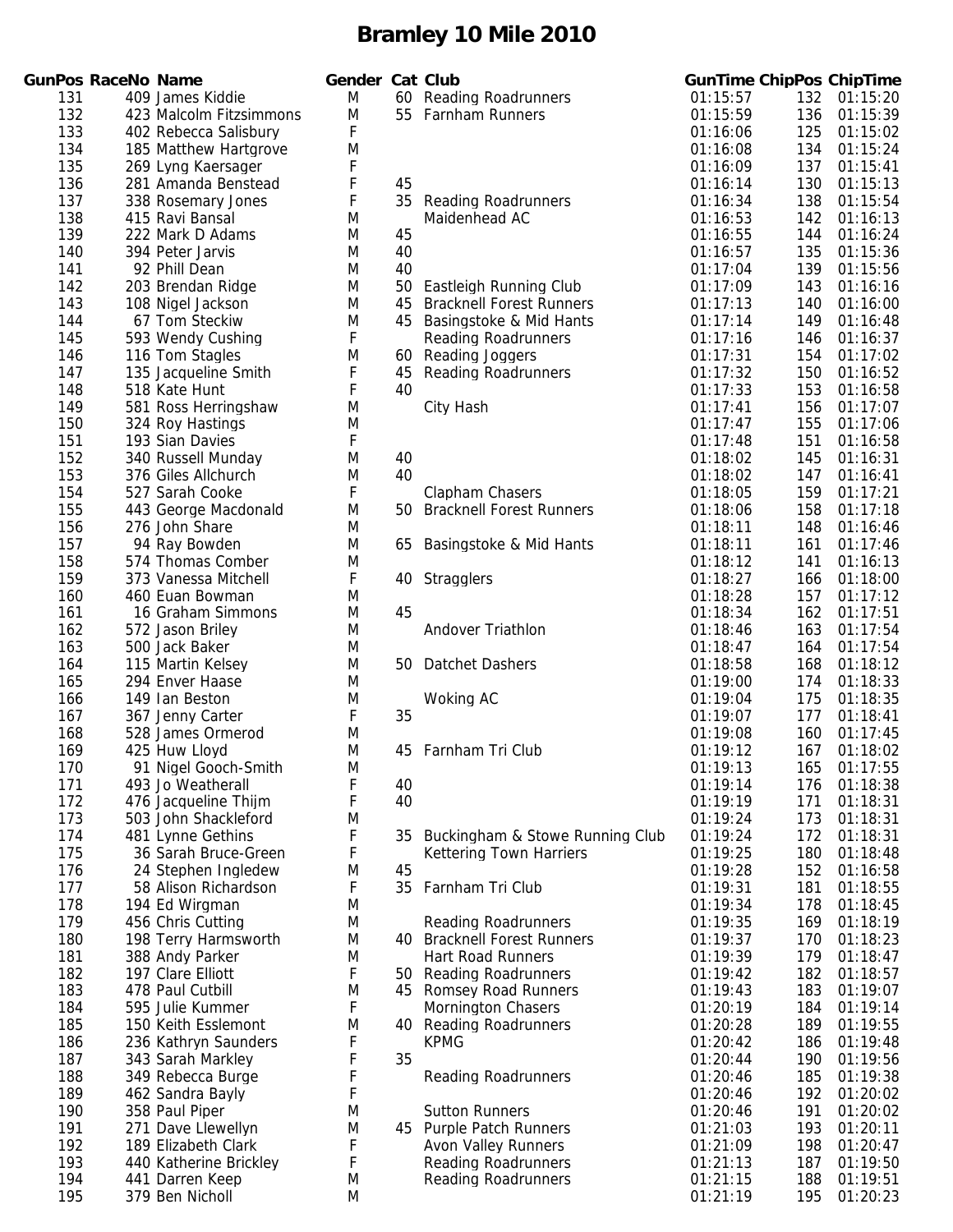# Bramley 10 Mile 2010

| GunPos | RaceNo | Name | Gender | Cat | Club | GunTime | ChipPos | ChipTime |
|---|---|---|---|---|---|---|---|---|
| 131 | 409 | James Kiddie | M | 60 | Reading Roadrunners | 01:15:57 | 132 | 01:15:20 |
| 132 | 423 | Malcolm Fitzsimmons | M | 55 | Farnham Runners | 01:15:59 | 136 | 01:15:39 |
| 133 | 402 | Rebecca Salisbury | F | | | 01:16:06 | 125 | 01:15:02 |
| 134 | 185 | Matthew Hartgrove | M | | | 01:16:08 | 134 | 01:15:24 |
| 135 | 269 | Lyng Kaersager | F | | | 01:16:09 | 137 | 01:15:41 |
| 136 | 281 | Amanda Benstead | F | 45 | | 01:16:14 | 130 | 01:15:13 |
| 137 | 338 | Rosemary Jones | F | 35 | Reading Roadrunners | 01:16:34 | 138 | 01:15:54 |
| 138 | 415 | Ravi Bansal | M | | Maidenhead AC | 01:16:53 | 142 | 01:16:13 |
| 139 | 222 | Mark D Adams | M | 45 | | 01:16:55 | 144 | 01:16:24 |
| 140 | 394 | Peter Jarvis | M | 40 | | 01:16:57 | 135 | 01:15:36 |
| 141 | 92 | Phill Dean | M | 40 | | 01:17:04 | 139 | 01:15:56 |
| 142 | 203 | Brendan Ridge | M | 50 | Eastleigh Running Club | 01:17:09 | 143 | 01:16:16 |
| 143 | 108 | Nigel Jackson | M | 45 | Bracknell Forest Runners | 01:17:13 | 140 | 01:16:00 |
| 144 | 67 | Tom Steckiw | M | 45 | Basingstoke & Mid Hants | 01:17:14 | 149 | 01:16:48 |
| 145 | 593 | Wendy Cushing | F | | Reading Roadrunners | 01:17:16 | 146 | 01:16:37 |
| 146 | 116 | Tom Stagles | M | 60 | Reading Joggers | 01:17:31 | 154 | 01:17:02 |
| 147 | 135 | Jacqueline Smith | F | 45 | Reading Roadrunners | 01:17:32 | 150 | 01:16:52 |
| 148 | 518 | Kate Hunt | F | 40 | | 01:17:33 | 153 | 01:16:58 |
| 149 | 581 | Ross Herringshaw | M | | City Hash | 01:17:41 | 156 | 01:17:07 |
| 150 | 324 | Roy Hastings | M | | | 01:17:47 | 155 | 01:17:06 |
| 151 | 193 | Sian Davies | F | | | 01:17:48 | 151 | 01:16:58 |
| 152 | 340 | Russell Munday | M | 40 | | 01:18:02 | 145 | 01:16:31 |
| 153 | 376 | Giles Allchurch | M | 40 | | 01:18:02 | 147 | 01:16:41 |
| 154 | 527 | Sarah Cooke | F | | Clapham Chasers | 01:18:05 | 159 | 01:17:21 |
| 155 | 443 | George Macdonald | M | 50 | Bracknell Forest Runners | 01:18:06 | 158 | 01:17:18 |
| 156 | 276 | John Share | M | | | 01:18:11 | 148 | 01:16:46 |
| 157 | 94 | Ray Bowden | M | 65 | Basingstoke & Mid Hants | 01:18:11 | 161 | 01:17:46 |
| 158 | 574 | Thomas Comber | M | | | 01:18:12 | 141 | 01:16:13 |
| 159 | 373 | Vanessa Mitchell | F | 40 | Stragglers | 01:18:27 | 166 | 01:18:00 |
| 160 | 460 | Euan Bowman | M | | | 01:18:28 | 157 | 01:17:12 |
| 161 | 16 | Graham Simmons | M | 45 | | 01:18:34 | 162 | 01:17:51 |
| 162 | 572 | Jason Briley | M | | Andover Triathlon | 01:18:46 | 163 | 01:17:54 |
| 163 | 500 | Jack Baker | M | | | 01:18:47 | 164 | 01:17:54 |
| 164 | 115 | Martin Kelsey | M | 50 | Datchet Dashers | 01:18:58 | 168 | 01:18:12 |
| 165 | 294 | Enver Haase | M | | | 01:19:00 | 174 | 01:18:33 |
| 166 | 149 | Ian Beston | M | | Woking AC | 01:19:04 | 175 | 01:18:35 |
| 167 | 367 | Jenny Carter | F | 35 | | 01:19:07 | 177 | 01:18:41 |
| 168 | 528 | James Ormerod | M | | | 01:19:08 | 160 | 01:17:45 |
| 169 | 425 | Huw Lloyd | M | 45 | Farnham Tri Club | 01:19:12 | 167 | 01:18:02 |
| 170 | 91 | Nigel Gooch-Smith | M | | | 01:19:13 | 165 | 01:17:55 |
| 171 | 493 | Jo Weatherall | F | 40 | | 01:19:14 | 176 | 01:18:38 |
| 172 | 476 | Jacqueline Thijm | F | 40 | | 01:19:19 | 171 | 01:18:31 |
| 173 | 503 | John Shackleford | M | | | 01:19:24 | 173 | 01:18:31 |
| 174 | 481 | Lynne Gethins | F | 35 | Buckingham & Stowe Running Club | 01:19:24 | 172 | 01:18:31 |
| 175 | 36 | Sarah Bruce-Green | F | | Kettering Town Harriers | 01:19:25 | 180 | 01:18:48 |
| 176 | 24 | Stephen Ingledew | M | 45 | | 01:19:28 | 152 | 01:16:58 |
| 177 | 58 | Alison Richardson | F | 35 | Farnham Tri Club | 01:19:31 | 181 | 01:18:55 |
| 178 | 194 | Ed Wirgman | M | | | 01:19:34 | 178 | 01:18:45 |
| 179 | 456 | Chris Cutting | M | | Reading Roadrunners | 01:19:35 | 169 | 01:18:19 |
| 180 | 198 | Terry Harmsworth | M | 40 | Bracknell Forest Runners | 01:19:37 | 170 | 01:18:23 |
| 181 | 388 | Andy Parker | M | | Hart Road Runners | 01:19:39 | 179 | 01:18:47 |
| 182 | 197 | Clare Elliott | F | 50 | Reading Roadrunners | 01:19:42 | 182 | 01:18:57 |
| 183 | 478 | Paul Cutbill | M | 45 | Romsey Road Runners | 01:19:43 | 183 | 01:19:07 |
| 184 | 595 | Julie Kummer | F | | Mornington Chasers | 01:20:19 | 184 | 01:19:14 |
| 185 | 150 | Keith Esslemont | M | 40 | Reading Roadrunners | 01:20:28 | 189 | 01:19:55 |
| 186 | 236 | Kathryn Saunders | F | | KPMG | 01:20:42 | 186 | 01:19:48 |
| 187 | 343 | Sarah Markley | F | 35 | | 01:20:44 | 190 | 01:19:56 |
| 188 | 349 | Rebecca Burge | F | | Reading Roadrunners | 01:20:46 | 185 | 01:19:38 |
| 189 | 462 | Sandra Bayly | F | | | 01:20:46 | 192 | 01:20:02 |
| 190 | 358 | Paul Piper | M | | Sutton Runners | 01:20:46 | 191 | 01:20:02 |
| 191 | 271 | Dave Llewellyn | M | 45 | Purple Patch Runners | 01:21:03 | 193 | 01:20:11 |
| 192 | 189 | Elizabeth Clark | F | | Avon Valley Runners | 01:21:09 | 198 | 01:20:47 |
| 193 | 440 | Katherine Brickley | F | | Reading Roadrunners | 01:21:13 | 187 | 01:19:50 |
| 194 | 441 | Darren Keep | M | | Reading Roadrunners | 01:21:15 | 188 | 01:19:51 |
| 195 | 379 | Ben Nicholl | M | | | 01:21:19 | 195 | 01:20:23 |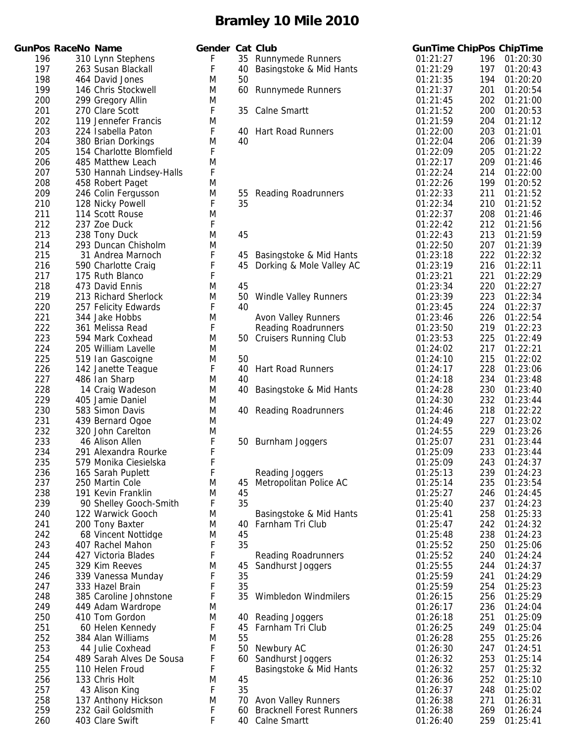# Bramley 10 Mile 2010

| GunPos | RaceNo | Name | Gender | Cat | Club | GunTime | ChipPos | ChipTime |
|---|---|---|---|---|---|---|---|---|
| 196 | 310 | Lynn Stephens | F | 35 | Runnymede Runners | 01:21:27 | 196 | 01:20:30 |
| 197 | 263 | Susan Blackall | F | 40 | Basingstoke & Mid Hants | 01:21:29 | 197 | 01:20:43 |
| 198 | 464 | David Jones | M | 50 | | 01:21:35 | 194 | 01:20:20 |
| 199 | 146 | Chris Stockwell | M | 60 | Runnymede Runners | 01:21:37 | 201 | 01:20:54 |
| 200 | 299 | Gregory Allin | M | | | 01:21:45 | 202 | 01:21:00 |
| 201 | 270 | Clare Scott | F | 35 | Calne Smartt | 01:21:52 | 200 | 01:20:53 |
| 202 | 119 | Jennefer Francis | M | | | 01:21:59 | 204 | 01:21:12 |
| 203 | 224 | Isabella Paton | F | 40 | Hart Road Runners | 01:22:00 | 203 | 01:21:01 |
| 204 | 380 | Brian Dorkings | M | 40 | | 01:22:04 | 206 | 01:21:39 |
| 205 | 154 | Charlotte Blomfield | F | | | 01:22:09 | 205 | 01:21:22 |
| 206 | 485 | Matthew Leach | M | | | 01:22:17 | 209 | 01:21:46 |
| 207 | 530 | Hannah Lindsey-Halls | F | | | 01:22:24 | 214 | 01:22:00 |
| 208 | 458 | Robert Paget | M | | | 01:22:26 | 199 | 01:20:52 |
| 209 | 246 | Colin Fergusson | M | 55 | Reading Roadrunners | 01:22:33 | 211 | 01:21:52 |
| 210 | 128 | Nicky Powell | F | 35 | | 01:22:34 | 210 | 01:21:52 |
| 211 | 114 | Scott Rouse | M | | | 01:22:37 | 208 | 01:21:46 |
| 212 | 237 | Zoe Duck | F | | | 01:22:42 | 212 | 01:21:56 |
| 213 | 238 | Tony Duck | M | 45 | | 01:22:43 | 213 | 01:21:59 |
| 214 | 293 | Duncan Chisholm | M | | | 01:22:50 | 207 | 01:21:39 |
| 215 | 31 | Andrea Marnoch | F | 45 | Basingstoke & Mid Hants | 01:23:18 | 222 | 01:22:32 |
| 216 | 590 | Charlotte Craig | F | 45 | Dorking & Mole Valley AC | 01:23:19 | 216 | 01:22:11 |
| 217 | 175 | Ruth Blanco | F | | | 01:23:21 | 221 | 01:22:29 |
| 218 | 473 | David Ennis | M | 45 | | 01:23:34 | 220 | 01:22:27 |
| 219 | 213 | Richard Sherlock | M | 50 | Windle Valley Runners | 01:23:39 | 223 | 01:22:34 |
| 220 | 257 | Felicity Edwards | F | 40 | | 01:23:45 | 224 | 01:22:37 |
| 221 | 344 | Jake Hobbs | M | | Avon Valley Runners | 01:23:46 | 226 | 01:22:54 |
| 222 | 361 | Melissa Read | F | | Reading Roadrunners | 01:23:50 | 219 | 01:22:23 |
| 223 | 594 | Mark Coxhead | M | 50 | Cruisers Running Club | 01:23:53 | 225 | 01:22:49 |
| 224 | 205 | William Lavelle | M | | | 01:24:02 | 217 | 01:22:21 |
| 225 | 519 | Ian Gascoigne | M | 50 | | 01:24:10 | 215 | 01:22:02 |
| 226 | 142 | Janette Teague | F | 40 | Hart Road Runners | 01:24:17 | 228 | 01:23:06 |
| 227 | 486 | Ian Sharp | M | 40 | | 01:24:18 | 234 | 01:23:48 |
| 228 | 14 | Craig Wadeson | M | 40 | Basingstoke & Mid Hants | 01:24:28 | 230 | 01:23:40 |
| 229 | 405 | Jamie Daniel | M | | | 01:24:30 | 232 | 01:23:44 |
| 230 | 583 | Simon Davis | M | 40 | Reading Roadrunners | 01:24:46 | 218 | 01:22:22 |
| 231 | 439 | Bernard Ogoe | M | | | 01:24:49 | 227 | 01:23:02 |
| 232 | 320 | John Carelton | M | | | 01:24:55 | 229 | 01:23:26 |
| 233 | 46 | Alison Allen | F | 50 | Burnham Joggers | 01:25:07 | 231 | 01:23:44 |
| 234 | 291 | Alexandra Rourke | F | | | 01:25:09 | 233 | 01:23:44 |
| 235 | 579 | Monika Ciesielska | F | | | 01:25:09 | 243 | 01:24:37 |
| 236 | 165 | Sarah Puplett | F | | Reading Joggers | 01:25:13 | 239 | 01:24:23 |
| 237 | 250 | Martin Cole | M | 45 | Metropolitan Police AC | 01:25:14 | 235 | 01:23:54 |
| 238 | 191 | Kevin Franklin | M | 45 | | 01:25:27 | 246 | 01:24:45 |
| 239 | 90 | Shelley Gooch-Smith | F | 35 | | 01:25:40 | 237 | 01:24:23 |
| 240 | 122 | Warwick Gooch | M | | Basingstoke & Mid Hants | 01:25:41 | 258 | 01:25:33 |
| 241 | 200 | Tony Baxter | M | 40 | Farnham Tri Club | 01:25:47 | 242 | 01:24:32 |
| 242 | 68 | Vincent Nottidge | M | 45 | | 01:25:48 | 238 | 01:24:23 |
| 243 | 407 | Rachel Mahon | F | 35 | | 01:25:52 | 250 | 01:25:06 |
| 244 | 427 | Victoria Blades | F | | Reading Roadrunners | 01:25:52 | 240 | 01:24:24 |
| 245 | 329 | Kim Reeves | M | 45 | Sandhurst Joggers | 01:25:55 | 244 | 01:24:37 |
| 246 | 339 | Vanessa Munday | F | 35 | | 01:25:59 | 241 | 01:24:29 |
| 247 | 333 | Hazel Brain | F | 35 | | 01:25:59 | 254 | 01:25:23 |
| 248 | 385 | Caroline Johnstone | F | 35 | Wimbledon Windmilers | 01:26:15 | 256 | 01:25:29 |
| 249 | 449 | Adam Wardrope | M | | | 01:26:17 | 236 | 01:24:04 |
| 250 | 410 | Tom Gordon | M | 40 | Reading Joggers | 01:26:18 | 251 | 01:25:09 |
| 251 | 60 | Helen Kennedy | F | 45 | Farnham Tri Club | 01:26:25 | 249 | 01:25:04 |
| 252 | 384 | Alan Williams | M | 55 | | 01:26:28 | 255 | 01:25:26 |
| 253 | 44 | Julie Coxhead | F | 50 | Newbury AC | 01:26:30 | 247 | 01:24:51 |
| 254 | 489 | Sarah Alves De Sousa | F | 60 | Sandhurst Joggers | 01:26:32 | 253 | 01:25:14 |
| 255 | 110 | Helen Froud | F | | Basingstoke & Mid Hants | 01:26:32 | 257 | 01:25:32 |
| 256 | 133 | Chris Holt | M | 45 | | 01:26:36 | 252 | 01:25:10 |
| 257 | 43 | Alison King | F | 35 | | 01:26:37 | 248 | 01:25:02 |
| 258 | 137 | Anthony Hickson | M | 70 | Avon Valley Runners | 01:26:38 | 271 | 01:26:31 |
| 259 | 232 | Gail Goldsmith | F | 60 | Bracknell Forest Runners | 01:26:38 | 269 | 01:26:24 |
| 260 | 403 | Clare Swift | F | 40 | Calne Smartt | 01:26:40 | 259 | 01:25:41 |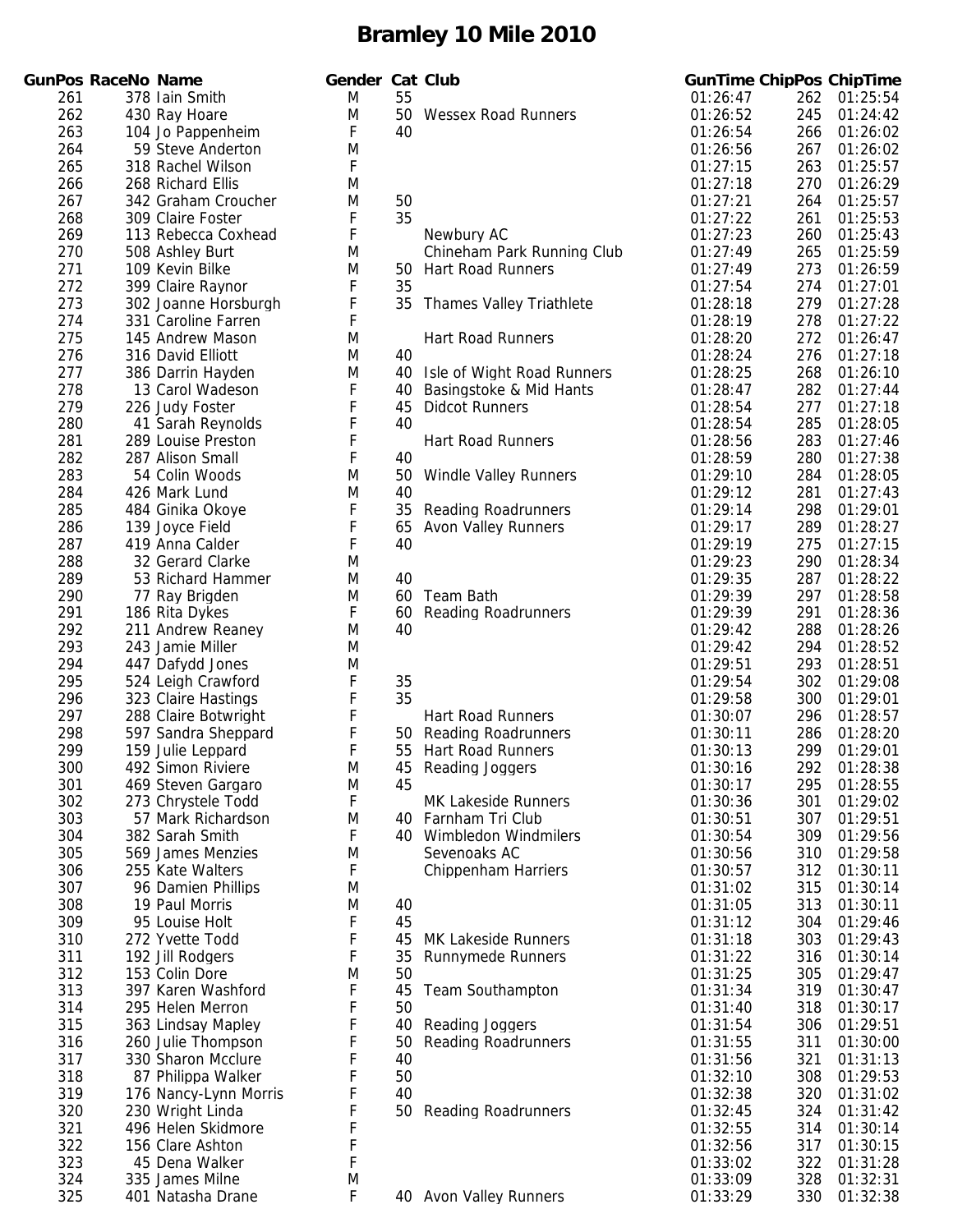# Bramley 10 Mile 2010

| GunPos | RaceNo | Name | Gender | Cat | Club | GunTime | ChipPos | ChipTime |
|---|---|---|---|---|---|---|---|---|
| 261 | 378 | Iain Smith | M | 55 | | 01:26:47 | 262 | 01:25:54 |
| 262 | 430 | Ray Hoare | M | 50 | Wessex Road Runners | 01:26:52 | 245 | 01:24:42 |
| 263 | 104 | Jo Pappenheim | F | 40 | | 01:26:54 | 266 | 01:26:02 |
| 264 | 59 | Steve Anderton | M | | | 01:26:56 | 267 | 01:26:02 |
| 265 | 318 | Rachel Wilson | F | | | 01:27:15 | 263 | 01:25:57 |
| 266 | 268 | Richard Ellis | M | | | 01:27:18 | 270 | 01:26:29 |
| 267 | 342 | Graham Croucher | M | 50 | | 01:27:21 | 264 | 01:25:57 |
| 268 | 309 | Claire Foster | F | 35 | | 01:27:22 | 261 | 01:25:53 |
| 269 | 113 | Rebecca Coxhead | F | | Newbury AC | 01:27:23 | 260 | 01:25:43 |
| 270 | 508 | Ashley Burt | M | | Chineham Park Running Club | 01:27:49 | 265 | 01:25:59 |
| 271 | 109 | Kevin Bilke | M | 50 | Hart Road Runners | 01:27:49 | 273 | 01:26:59 |
| 272 | 399 | Claire Raynor | F | 35 | | 01:27:54 | 274 | 01:27:01 |
| 273 | 302 | Joanne Horsburgh | F | 35 | Thames Valley Triathlete | 01:28:18 | 279 | 01:27:28 |
| 274 | 331 | Caroline Farren | F | | | 01:28:19 | 278 | 01:27:22 |
| 275 | 145 | Andrew Mason | M | | Hart Road Runners | 01:28:20 | 272 | 01:26:47 |
| 276 | 316 | David Elliott | M | 40 | | 01:28:24 | 276 | 01:27:18 |
| 277 | 386 | Darrin Hayden | M | 40 | Isle of Wight Road Runners | 01:28:25 | 268 | 01:26:10 |
| 278 | 13 | Carol Wadeson | F | 40 | Basingstoke & Mid Hants | 01:28:47 | 282 | 01:27:44 |
| 279 | 226 | Judy Foster | F | 45 | Didcot Runners | 01:28:54 | 277 | 01:27:18 |
| 280 | 41 | Sarah Reynolds | F | 40 | | 01:28:54 | 285 | 01:28:05 |
| 281 | 289 | Louise Preston | F | | Hart Road Runners | 01:28:56 | 283 | 01:27:46 |
| 282 | 287 | Alison Small | F | 40 | | 01:28:59 | 280 | 01:27:38 |
| 283 | 54 | Colin Woods | M | 50 | Windle Valley Runners | 01:29:10 | 284 | 01:28:05 |
| 284 | 426 | Mark Lund | M | 40 | | 01:29:12 | 281 | 01:27:43 |
| 285 | 484 | Ginika Okoye | F | 35 | Reading Roadrunners | 01:29:14 | 298 | 01:29:01 |
| 286 | 139 | Joyce Field | F | 65 | Avon Valley Runners | 01:29:17 | 289 | 01:28:27 |
| 287 | 419 | Anna Calder | F | 40 | | 01:29:19 | 275 | 01:27:15 |
| 288 | 32 | Gerard Clarke | M | | | 01:29:23 | 290 | 01:28:34 |
| 289 | 53 | Richard Hammer | M | 40 | | 01:29:35 | 287 | 01:28:22 |
| 290 | 77 | Ray Brigden | M | 60 | Team Bath | 01:29:39 | 297 | 01:28:58 |
| 291 | 186 | Rita Dykes | F | 60 | Reading Roadrunners | 01:29:39 | 291 | 01:28:36 |
| 292 | 211 | Andrew Reaney | M | 40 | | 01:29:42 | 288 | 01:28:26 |
| 293 | 243 | Jamie Miller | M | | | 01:29:42 | 294 | 01:28:52 |
| 294 | 447 | Dafydd Jones | M | | | 01:29:51 | 293 | 01:28:51 |
| 295 | 524 | Leigh Crawford | F | 35 | | 01:29:54 | 302 | 01:29:08 |
| 296 | 323 | Claire Hastings | F | 35 | | 01:29:58 | 300 | 01:29:01 |
| 297 | 288 | Claire Botwright | F | | Hart Road Runners | 01:30:07 | 296 | 01:28:57 |
| 298 | 597 | Sandra Sheppard | F | 50 | Reading Roadrunners | 01:30:11 | 286 | 01:28:20 |
| 299 | 159 | Julie Leppard | F | 55 | Hart Road Runners | 01:30:13 | 299 | 01:29:01 |
| 300 | 492 | Simon Riviere | M | 45 | Reading Joggers | 01:30:16 | 292 | 01:28:38 |
| 301 | 469 | Steven Gargaro | M | 45 | | 01:30:17 | 295 | 01:28:55 |
| 302 | 273 | Chrystele Todd | F | | MK Lakeside Runners | 01:30:36 | 301 | 01:29:02 |
| 303 | 57 | Mark Richardson | M | 40 | Farnham Tri Club | 01:30:51 | 307 | 01:29:51 |
| 304 | 382 | Sarah Smith | F | 40 | Wimbledon Windmilers | 01:30:54 | 309 | 01:29:56 |
| 305 | 569 | James Menzies | M | | Sevenoaks AC | 01:30:56 | 310 | 01:29:58 |
| 306 | 255 | Kate Walters | F | | Chippenham Harriers | 01:30:57 | 312 | 01:30:11 |
| 307 | 96 | Damien Phillips | M | | | 01:31:02 | 315 | 01:30:14 |
| 308 | 19 | Paul Morris | M | 40 | | 01:31:05 | 313 | 01:30:11 |
| 309 | 95 | Louise Holt | F | 45 | | 01:31:12 | 304 | 01:29:46 |
| 310 | 272 | Yvette Todd | F | 45 | MK Lakeside Runners | 01:31:18 | 303 | 01:29:43 |
| 311 | 192 | Jill Rodgers | F | 35 | Runnymede Runners | 01:31:22 | 316 | 01:30:14 |
| 312 | 153 | Colin Dore | M | 50 | | 01:31:25 | 305 | 01:29:47 |
| 313 | 397 | Karen Washford | F | 45 | Team Southampton | 01:31:34 | 319 | 01:30:47 |
| 314 | 295 | Helen Merron | F | 50 | | 01:31:40 | 318 | 01:30:17 |
| 315 | 363 | Lindsay Mapley | F | 40 | Reading Joggers | 01:31:54 | 306 | 01:29:51 |
| 316 | 260 | Julie Thompson | F | 50 | Reading Roadrunners | 01:31:55 | 311 | 01:30:00 |
| 317 | 330 | Sharon Mcclure | F | 40 | | 01:31:56 | 321 | 01:31:13 |
| 318 | 87 | Philippa Walker | F | 50 | | 01:32:10 | 308 | 01:29:53 |
| 319 | 176 | Nancy-Lynn Morris | F | 40 | | 01:32:38 | 320 | 01:31:02 |
| 320 | 230 | Wright Linda | F | 50 | Reading Roadrunners | 01:32:45 | 324 | 01:31:42 |
| 321 | 496 | Helen Skidmore | F | | | 01:32:55 | 314 | 01:30:14 |
| 322 | 156 | Clare Ashton | F | | | 01:32:56 | 317 | 01:30:15 |
| 323 | 45 | Dena Walker | F | | | 01:33:02 | 322 | 01:31:28 |
| 324 | 335 | James Milne | M | | | 01:33:09 | 328 | 01:32:31 |
| 325 | 401 | Natasha Drane | F | 40 | Avon Valley Runners | 01:33:29 | 330 | 01:32:38 |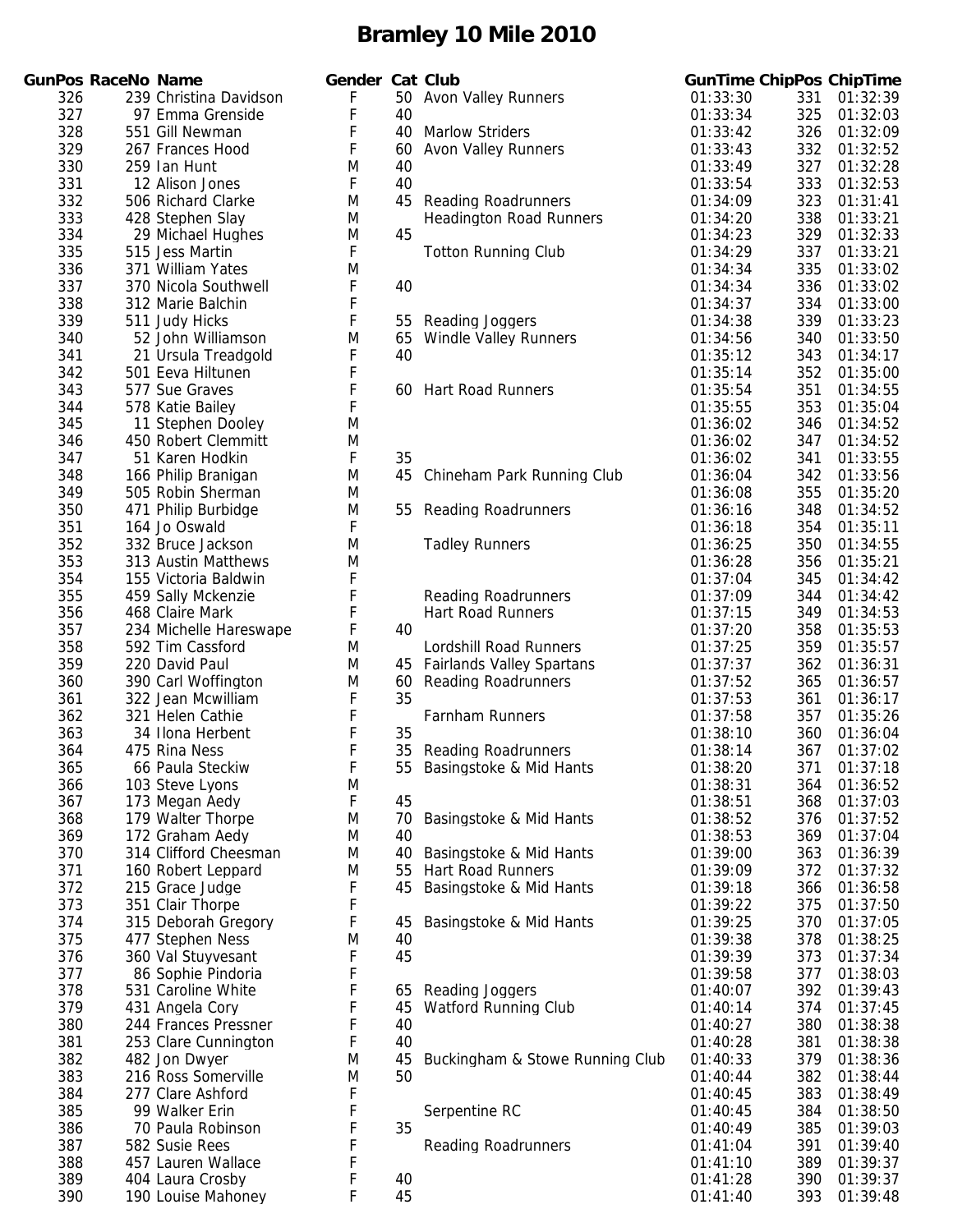# Bramley 10 Mile 2010

| GunPos | RaceNo | Name | Gender | Cat | Club | GunTime | ChipPos | ChipTime |
|---|---|---|---|---|---|---|---|---|
| 326 | 239 | Christina Davidson | F | 50 | Avon Valley Runners | 01:33:30 | 331 | 01:32:39 |
| 327 | 97 | Emma Grenside | F | 40 | | 01:33:34 | 325 | 01:32:03 |
| 328 | 551 | Gill Newman | F | 40 | Marlow Striders | 01:33:42 | 326 | 01:32:09 |
| 329 | 267 | Frances Hood | F | 60 | Avon Valley Runners | 01:33:43 | 332 | 01:32:52 |
| 330 | 259 | Ian Hunt | M | 40 | | 01:33:49 | 327 | 01:32:28 |
| 331 | 12 | Alison Jones | F | 40 | | 01:33:54 | 333 | 01:32:53 |
| 332 | 506 | Richard Clarke | M | 45 | Reading Roadrunners | 01:34:09 | 323 | 01:31:41 |
| 333 | 428 | Stephen Slay | M | | Headington Road Runners | 01:34:20 | 338 | 01:33:21 |
| 334 | 29 | Michael Hughes | M | 45 | | 01:34:23 | 329 | 01:32:33 |
| 335 | 515 | Jess Martin | F | | Totton Running Club | 01:34:29 | 337 | 01:33:21 |
| 336 | 371 | William Yates | M | | | 01:34:34 | 335 | 01:33:02 |
| 337 | 370 | Nicola Southwell | F | 40 | | 01:34:34 | 336 | 01:33:02 |
| 338 | 312 | Marie Balchin | F | | | 01:34:37 | 334 | 01:33:00 |
| 339 | 511 | Judy Hicks | F | 55 | Reading Joggers | 01:34:38 | 339 | 01:33:23 |
| 340 | 52 | John Williamson | M | 65 | Windle Valley Runners | 01:34:56 | 340 | 01:33:50 |
| 341 | 21 | Ursula Treadgold | F | 40 | | 01:35:12 | 343 | 01:34:17 |
| 342 | 501 | Eeva Hiltunen | F | | | 01:35:14 | 352 | 01:35:00 |
| 343 | 577 | Sue Graves | F | 60 | Hart Road Runners | 01:35:54 | 351 | 01:34:55 |
| 344 | 578 | Katie Bailey | F | | | 01:35:55 | 353 | 01:35:04 |
| 345 | 11 | Stephen Dooley | M | | | 01:36:02 | 346 | 01:34:52 |
| 346 | 450 | Robert Clemmitt | M | | | 01:36:02 | 347 | 01:34:52 |
| 347 | 51 | Karen Hodkin | F | 35 | | 01:36:02 | 341 | 01:33:55 |
| 348 | 166 | Philip Branigan | M | 45 | Chineham Park Running Club | 01:36:04 | 342 | 01:33:56 |
| 349 | 505 | Robin Sherman | M | | | 01:36:08 | 355 | 01:35:20 |
| 350 | 471 | Philip Burbidge | M | 55 | Reading Roadrunners | 01:36:16 | 348 | 01:34:52 |
| 351 | 164 | Jo Oswald | F | | | 01:36:18 | 354 | 01:35:11 |
| 352 | 332 | Bruce Jackson | M | | Tadley Runners | 01:36:25 | 350 | 01:34:55 |
| 353 | 313 | Austin Matthews | M | | | 01:36:28 | 356 | 01:35:21 |
| 354 | 155 | Victoria Baldwin | F | | | 01:37:04 | 345 | 01:34:42 |
| 355 | 459 | Sally Mckenzie | F | | Reading Roadrunners | 01:37:09 | 344 | 01:34:42 |
| 356 | 468 | Claire Mark | F | | Hart Road Runners | 01:37:15 | 349 | 01:34:53 |
| 357 | 234 | Michelle Hareswape | F | 40 | | 01:37:20 | 358 | 01:35:53 |
| 358 | 592 | Tim Cassford | M | | Lordshill Road Runners | 01:37:25 | 359 | 01:35:57 |
| 359 | 220 | David Paul | M | 45 | Fairlands Valley Spartans | 01:37:37 | 362 | 01:36:31 |
| 360 | 390 | Carl Woffington | M | 60 | Reading Roadrunners | 01:37:52 | 365 | 01:36:57 |
| 361 | 322 | Jean Mcwilliam | F | 35 | | 01:37:53 | 361 | 01:36:17 |
| 362 | 321 | Helen Cathie | F | | Farnham Runners | 01:37:58 | 357 | 01:35:26 |
| 363 | 34 | Ilona Herbent | F | 35 | | 01:38:10 | 360 | 01:36:04 |
| 364 | 475 | Rina Ness | F | 35 | Reading Roadrunners | 01:38:14 | 367 | 01:37:02 |
| 365 | 66 | Paula Steckiw | F | 55 | Basingstoke & Mid Hants | 01:38:20 | 371 | 01:37:18 |
| 366 | 103 | Steve Lyons | M | | | 01:38:31 | 364 | 01:36:52 |
| 367 | 173 | Megan Aedy | F | 45 | | 01:38:51 | 368 | 01:37:03 |
| 368 | 179 | Walter Thorpe | M | 70 | Basingstoke & Mid Hants | 01:38:52 | 376 | 01:37:52 |
| 369 | 172 | Graham Aedy | M | 40 | | 01:38:53 | 369 | 01:37:04 |
| 370 | 314 | Clifford Cheesman | M | 40 | Basingstoke & Mid Hants | 01:39:00 | 363 | 01:36:39 |
| 371 | 160 | Robert Leppard | M | 55 | Hart Road Runners | 01:39:09 | 372 | 01:37:32 |
| 372 | 215 | Grace Judge | F | 45 | Basingstoke & Mid Hants | 01:39:18 | 366 | 01:36:58 |
| 373 | 351 | Clair Thorpe | F | | | 01:39:22 | 375 | 01:37:50 |
| 374 | 315 | Deborah Gregory | F | 45 | Basingstoke & Mid Hants | 01:39:25 | 370 | 01:37:05 |
| 375 | 477 | Stephen Ness | M | 40 | | 01:39:38 | 378 | 01:38:25 |
| 376 | 360 | Val Stuyvesant | F | 45 | | 01:39:39 | 373 | 01:37:34 |
| 377 | 86 | Sophie Pindoria | F | | | 01:39:58 | 377 | 01:38:03 |
| 378 | 531 | Caroline White | F | 65 | Reading Joggers | 01:40:07 | 392 | 01:39:43 |
| 379 | 431 | Angela Cory | F | 45 | Watford Running Club | 01:40:14 | 374 | 01:37:45 |
| 380 | 244 | Frances Pressner | F | 40 | | 01:40:27 | 380 | 01:38:38 |
| 381 | 253 | Clare Cunnington | F | 40 | | 01:40:28 | 381 | 01:38:38 |
| 382 | 482 | Jon Dwyer | M | 45 | Buckingham & Stowe Running Club | 01:40:33 | 379 | 01:38:36 |
| 383 | 216 | Ross Somerville | M | 50 | | 01:40:44 | 382 | 01:38:44 |
| 384 | 277 | Clare Ashford | F | | | 01:40:45 | 383 | 01:38:49 |
| 385 | 99 | Walker Erin | F | | Serpentine RC | 01:40:45 | 384 | 01:38:50 |
| 386 | 70 | Paula Robinson | F | 35 | | 01:40:49 | 385 | 01:39:03 |
| 387 | 582 | Susie Rees | F | | Reading Roadrunners | 01:41:04 | 391 | 01:39:40 |
| 388 | 457 | Lauren Wallace | F | | | 01:41:10 | 389 | 01:39:37 |
| 389 | 404 | Laura Crosby | F | 40 | | 01:41:28 | 390 | 01:39:37 |
| 390 | 190 | Louise Mahoney | F | 45 | | 01:41:40 | 393 | 01:39:48 |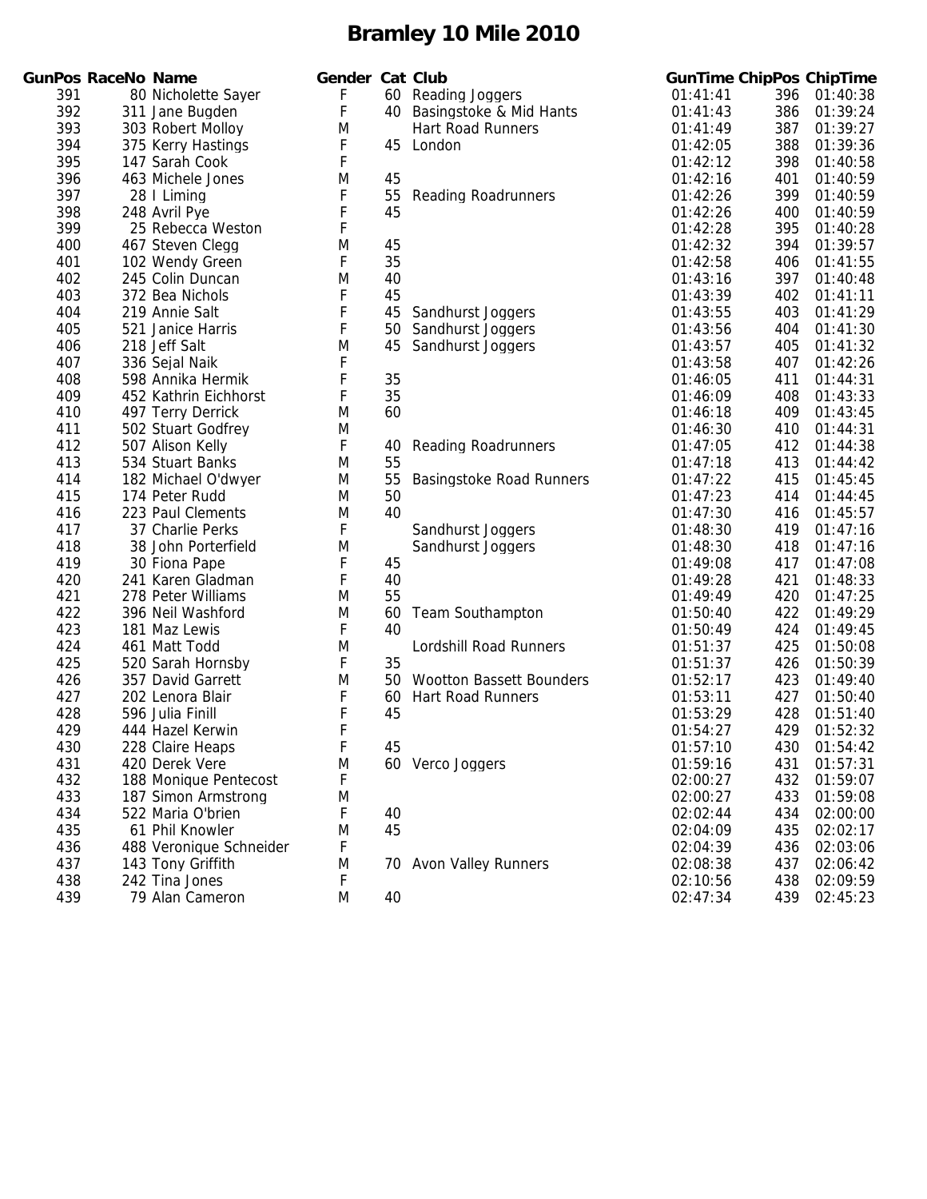# Bramley 10 Mile 2010

| GunPos | RaceNo | Name | Gender | Cat | Club | GunTime | ChipPos | ChipTime |
|---|---|---|---|---|---|---|---|---|
| 391 | 80 | Nicholette Sayer | F | 60 | Reading Joggers | 01:41:41 | 396 | 01:40:38 |
| 392 | 311 | Jane Bugden | F | 40 | Basingstoke & Mid Hants | 01:41:43 | 386 | 01:39:24 |
| 393 | 303 | Robert Molloy | M | | Hart Road Runners | 01:41:49 | 387 | 01:39:27 |
| 394 | 375 | Kerry Hastings | F | 45 | London | 01:42:05 | 388 | 01:39:36 |
| 395 | 147 | Sarah Cook | F | | | 01:42:12 | 398 | 01:40:58 |
| 396 | 463 | Michele Jones | M | 45 | | 01:42:16 | 401 | 01:40:59 |
| 397 | 28 | I Liming | F | 55 | Reading Roadrunners | 01:42:26 | 399 | 01:40:59 |
| 398 | 248 | Avril Pye | F | 45 | | 01:42:26 | 400 | 01:40:59 |
| 399 | 25 | Rebecca Weston | F | | | 01:42:28 | 395 | 01:40:28 |
| 400 | 467 | Steven Clegg | M | 45 | | 01:42:32 | 394 | 01:39:57 |
| 401 | 102 | Wendy Green | F | 35 | | 01:42:58 | 406 | 01:41:55 |
| 402 | 245 | Colin Duncan | M | 40 | | 01:43:16 | 397 | 01:40:48 |
| 403 | 372 | Bea Nichols | F | 45 | | 01:43:39 | 402 | 01:41:11 |
| 404 | 219 | Annie Salt | F | 45 | Sandhurst Joggers | 01:43:55 | 403 | 01:41:29 |
| 405 | 521 | Janice Harris | F | 50 | Sandhurst Joggers | 01:43:56 | 404 | 01:41:30 |
| 406 | 218 | Jeff Salt | M | 45 | Sandhurst Joggers | 01:43:57 | 405 | 01:41:32 |
| 407 | 336 | Sejal Naik | F | | | 01:43:58 | 407 | 01:42:26 |
| 408 | 598 | Annika Hermik | F | 35 | | 01:46:05 | 411 | 01:44:31 |
| 409 | 452 | Kathrin Eichhorst | F | 35 | | 01:46:09 | 408 | 01:43:33 |
| 410 | 497 | Terry Derrick | M | 60 | | 01:46:18 | 409 | 01:43:45 |
| 411 | 502 | Stuart Godfrey | M | | | 01:46:30 | 410 | 01:44:31 |
| 412 | 507 | Alison Kelly | F | 40 | Reading Roadrunners | 01:47:05 | 412 | 01:44:38 |
| 413 | 534 | Stuart Banks | M | 55 | | 01:47:18 | 413 | 01:44:42 |
| 414 | 182 | Michael O'dwyer | M | 55 | Basingstoke Road Runners | 01:47:22 | 415 | 01:45:45 |
| 415 | 174 | Peter Rudd | M | 50 | | 01:47:23 | 414 | 01:44:45 |
| 416 | 223 | Paul Clements | M | 40 | | 01:47:30 | 416 | 01:45:57 |
| 417 | 37 | Charlie Perks | F | | Sandhurst Joggers | 01:48:30 | 419 | 01:47:16 |
| 418 | 38 | John Porterfield | M | | Sandhurst Joggers | 01:48:30 | 418 | 01:47:16 |
| 419 | 30 | Fiona Pape | F | 45 | | 01:49:08 | 417 | 01:47:08 |
| 420 | 241 | Karen Gladman | F | 40 | | 01:49:28 | 421 | 01:48:33 |
| 421 | 278 | Peter Williams | M | 55 | | 01:49:49 | 420 | 01:47:25 |
| 422 | 396 | Neil Washford | M | 60 | Team Southampton | 01:50:40 | 422 | 01:49:29 |
| 423 | 181 | Maz Lewis | F | 40 | | 01:50:49 | 424 | 01:49:45 |
| 424 | 461 | Matt Todd | M | | Lordshill Road Runners | 01:51:37 | 425 | 01:50:08 |
| 425 | 520 | Sarah Hornsby | F | 35 | | 01:51:37 | 426 | 01:50:39 |
| 426 | 357 | David Garrett | M | 50 | Wootton Bassett Bounders | 01:52:17 | 423 | 01:49:40 |
| 427 | 202 | Lenora Blair | F | 60 | Hart Road Runners | 01:53:11 | 427 | 01:50:40 |
| 428 | 596 | Julia Finill | F | 45 | | 01:53:29 | 428 | 01:51:40 |
| 429 | 444 | Hazel Kerwin | F | | | 01:54:27 | 429 | 01:52:32 |
| 430 | 228 | Claire Heaps | F | 45 | | 01:57:10 | 430 | 01:54:42 |
| 431 | 420 | Derek Vere | M | 60 | Verco Joggers | 01:59:16 | 431 | 01:57:31 |
| 432 | 188 | Monique Pentecost | F | | | 02:00:27 | 432 | 01:59:07 |
| 433 | 187 | Simon Armstrong | M | | | 02:00:27 | 433 | 01:59:08 |
| 434 | 522 | Maria O'brien | F | 40 | | 02:02:44 | 434 | 02:00:00 |
| 435 | 61 | Phil Knowler | M | 45 | | 02:04:09 | 435 | 02:02:17 |
| 436 | 488 | Veronique Schneider | F | | | 02:04:39 | 436 | 02:03:06 |
| 437 | 143 | Tony Griffith | M | 70 | Avon Valley Runners | 02:08:38 | 437 | 02:06:42 |
| 438 | 242 | Tina Jones | F | | | 02:10:56 | 438 | 02:09:59 |
| 439 | 79 | Alan Cameron | M | 40 | | 02:47:34 | 439 | 02:45:23 |